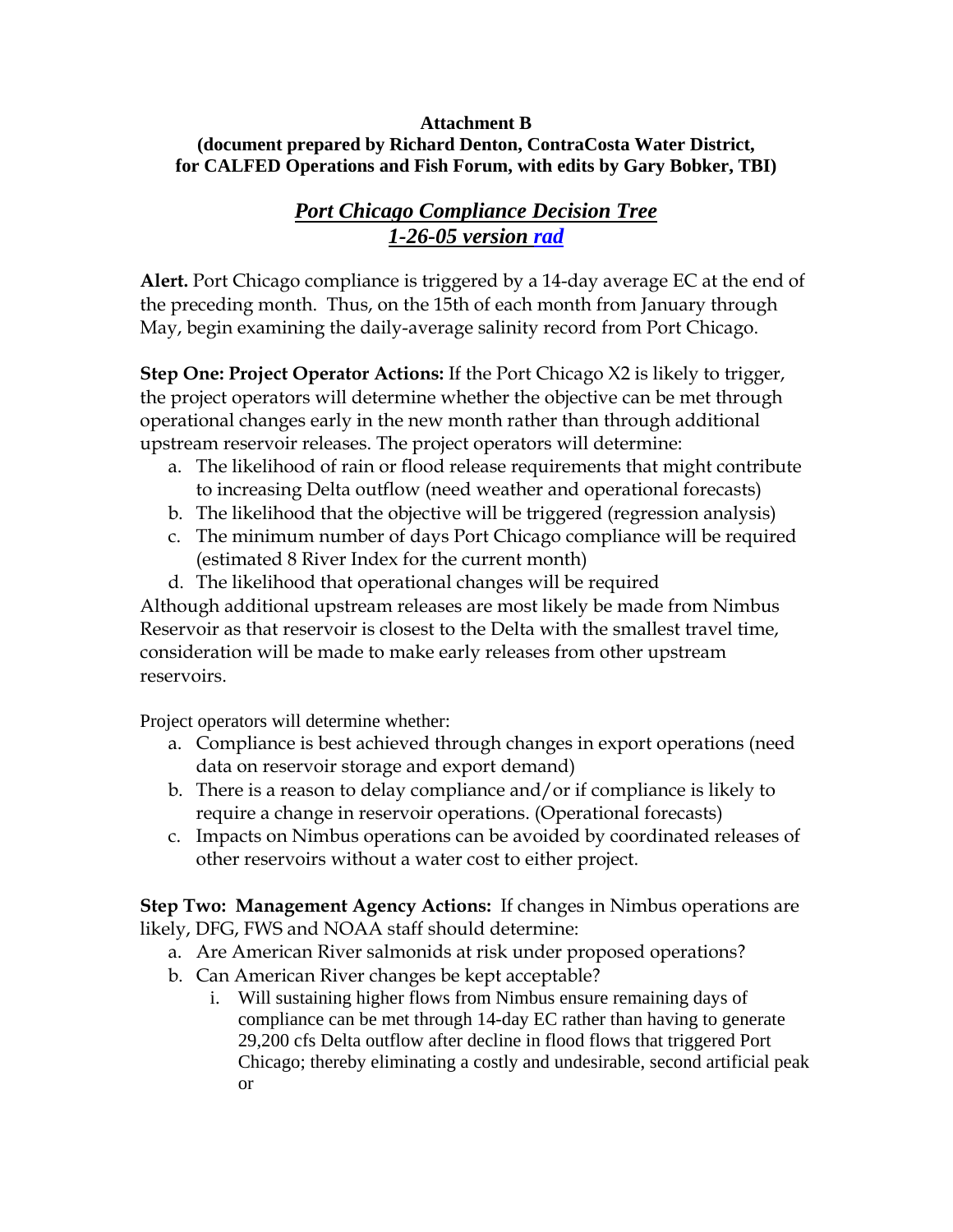**Attachment B**
**(document prepared by Richard Denton, ContraCosta Water District, for CALFED Operations and Fish Forum, with edits by Gary Bobker, TBI)**

## ***Port Chicago Compliance Decision Tree***
## ***1-26-05 version rad***

**Alert.** Port Chicago compliance is triggered by a 14-day average EC at the end of the preceding month. Thus, on the 15th of each month from January through May, begin examining the daily-average salinity record from Port Chicago.

**Step One: Project Operator Actions:** If the Port Chicago X2 is likely to trigger, the project operators will determine whether the objective can be met through operational changes early in the new month rather than through additional upstream reservoir releases. The project operators will determine:

a. The likelihood of rain or flood release requirements that might contribute to increasing Delta outflow (need weather and operational forecasts)
b. The likelihood that the objective will be triggered (regression analysis)
c. The minimum number of days Port Chicago compliance will be required (estimated 8 River Index for the current month)
d. The likelihood that operational changes will be required

Although additional upstream releases are most likely be made from Nimbus Reservoir as that reservoir is closest to the Delta with the smallest travel time, consideration will be made to make early releases from other upstream reservoirs.

Project operators will determine whether:

a. Compliance is best achieved through changes in export operations (need data on reservoir storage and export demand)
b. There is a reason to delay compliance and/or if compliance is likely to require a change in reservoir operations. (Operational forecasts)
c. Impacts on Nimbus operations can be avoided by coordinated releases of other reservoirs without a water cost to either project.

**Step Two: Management Agency Actions:** If changes in Nimbus operations are likely, DFG, FWS and NOAA staff should determine:

a. Are American River salmonids at risk under proposed operations?
b. Can American River changes be kept acceptable?
   i. Will sustaining higher flows from Nimbus ensure remaining days of compliance can be met through 14-day EC rather than having to generate 29,200 cfs Delta outflow after decline in flood flows that triggered Port Chicago; thereby eliminating a costly and undesirable, second artificial peak or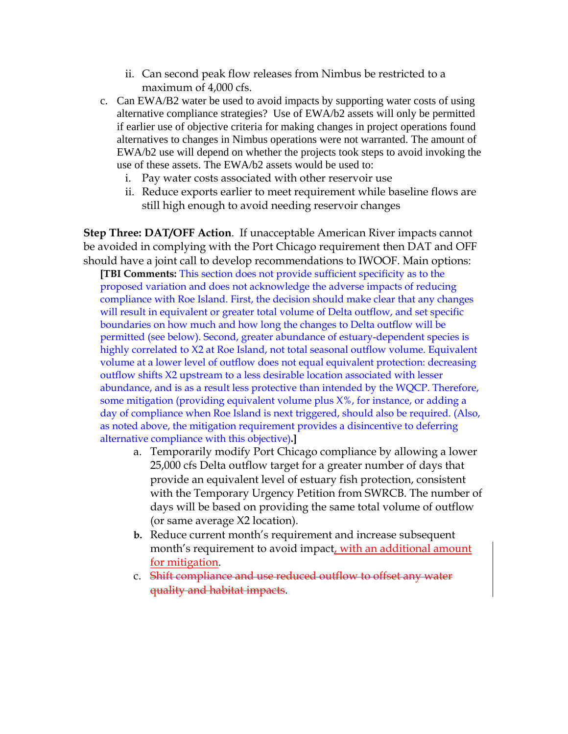ii. Can second peak flow releases from Nimbus be restricted to a maximum of 4,000 cfs.

c. Can EWA/B2 water be used to avoid impacts by supporting water costs of using alternative compliance strategies? Use of EWA/b2 assets will only be permitted if earlier use of objective criteria for making changes in project operations found alternatives to changes in Nimbus operations were not warranted. The amount of EWA/b2 use will depend on whether the projects took steps to avoid invoking the use of these assets. The EWA/b2 assets would be used to:
   i. Pay water costs associated with other reservoir use
   ii. Reduce exports earlier to meet requirement while baseline flows are still high enough to avoid needing reservoir changes

**Step Three: DAT/OFF Action**. If unacceptable American River impacts cannot be avoided in complying with the Port Chicago requirement then DAT and OFF should have a joint call to develop recommendations to IWOOF. Main options:

**[TBI Comments:** This section does not provide sufficient specificity as to the proposed variation and does not acknowledge the adverse impacts of reducing compliance with Roe Island. First, the decision should make clear that any changes will result in equivalent or greater total volume of Delta outflow, and set specific boundaries on how much and how long the changes to Delta outflow will be permitted (see below). Second, greater abundance of estuary-dependent species is highly correlated to X2 at Roe Island, not total seasonal outflow volume. Equivalent volume at a lower level of outflow does not equal equivalent protection: decreasing outflow shifts X2 upstream to a less desirable location associated with lesser abundance, and is as a result less protective than intended by the WQCP. Therefore, some mitigation (providing equivalent volume plus X%, for instance, or adding a day of compliance when Roe Island is next triggered, should also be required. (Also, as noted above, the mitigation requirement provides a disincentive to deferring alternative compliance with this objective)**.]**

a. Temporarily modify Port Chicago compliance by allowing a lower 25,000 cfs Delta outflow target for a greater number of days that provide an equivalent level of estuary fish protection, consistent with the Temporary Urgency Petition from SWRCB. The number of days will be based on providing the same total volume of outflow (or same average X2 location).

**b.** Reduce current month's requirement and increase subsequent month's requirement to avoid impact, with an additional amount for mitigation.

c. ~~Shift compliance and use reduced outflow to offset any water quality and habitat impacts~~.